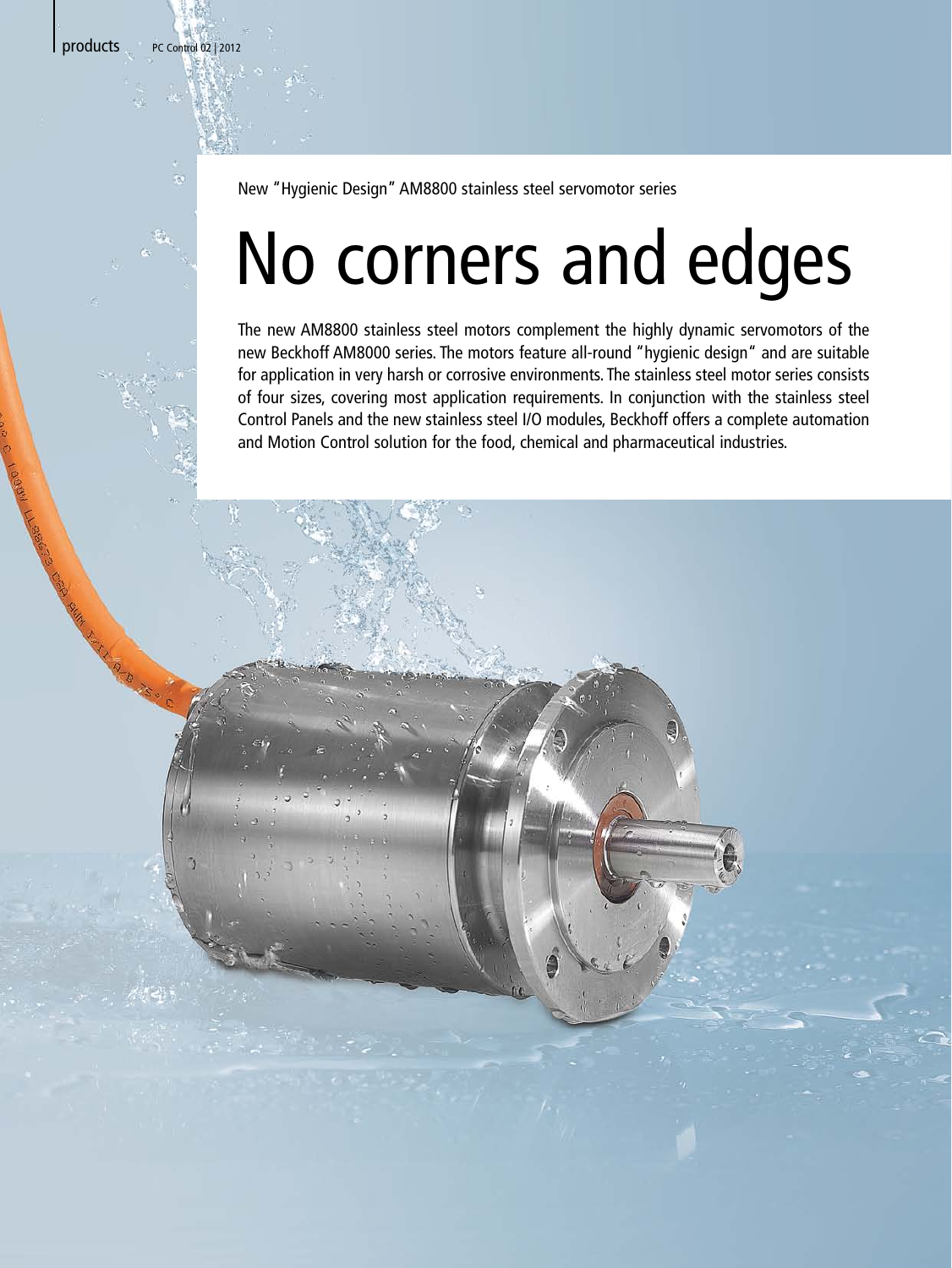New "Hygienic Design" AM8800 stainless steel servomotor series

# No corners and edges

The new AM8800 stainless steel motors complement the highly dynamic servomotors of the new Beckhoff AM8000 series. The motors feature all-round "hygienic design" and are suitable for application in very harsh or corrosive environments. The stainless steel motor series consists of four sizes, covering most application requirements. In conjunction with the stainless steel Control Panels and the new stainless steel I/O modules, Beckhoff offers a complete automation and Motion Control solution for the food, chemical and pharmaceutical industries.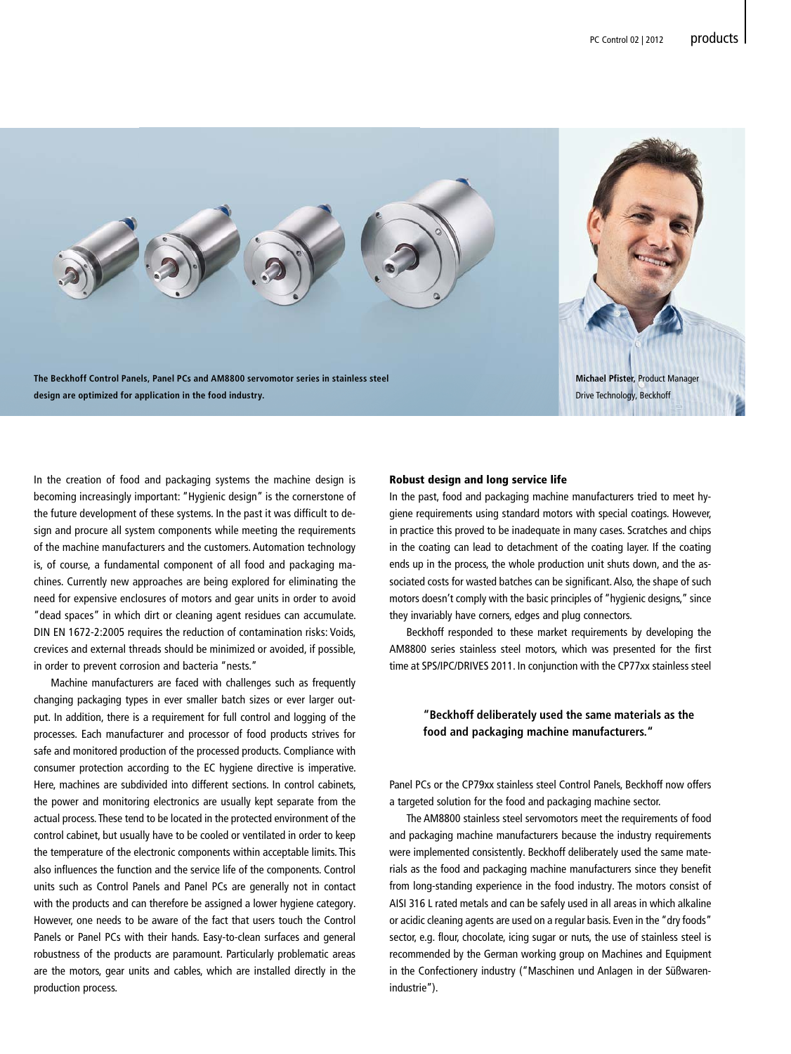The Beckhoff Control Panels, Panel PCs and AM8800 servomotor series in stainless steel design are optimized for application in the food industry.

**Michael Pfister**, Product Manager Drive Technology, Beckhoff

In the creation of food and packaging systems the machine design is becoming increasingly important: "Hygienic design" is the cornerstone of the future development of these systems. In the past it was difficult to design and procure all system components while meeting the requirements of the machine manufacturers and the customers. Automation technology is, of course, a fundamental component of all food and packaging machines. Currently new approaches are being explored for eliminating the need for expensive enclosures of motors and gear units in order to avoid "dead spaces" in which dirt or cleaning agent residues can accumulate. DIN EN 1672-2:2005 requires the reduction of contamination risks: Voids, crevices and external threads should be minimized or avoided, if possible, in order to prevent corrosion and bacteria "nests."

Machine manufacturers are faced with challenges such as frequently changing packaging types in ever smaller batch sizes or ever larger output. In addition, there is a requirement for full control and logging of the processes. Each manufacturer and processor of food products strives for safe and monitored production of the processed products. Compliance with consumer protection according to the EC hygiene directive is imperative. Here, machines are subdivided into different sections. In control cabinets, the power and monitoring electronics are usually kept separate from the actual process. These tend to be located in the protected environment of the control cabinet, but usually have to be cooled or ventilated in order to keep the temperature of the electronic components within acceptable limits. This also influences the function and the service life of the components. Control units such as Control Panels and Panel PCs are generally not in contact with the products and can therefore be assigned a lower hygiene category. However, one needs to be aware of the fact that users touch the Control Panels or Panel PCs with their hands. Easy-to-clean surfaces and general robustness of the products are paramount. Particularly problematic areas are the motors, gear units and cables, which are installed directly in the production process.

## Robust design and long service life

In the past, food and packaging machine manufacturers tried to meet hygiene requirements using standard motors with special coatings. However, in practice this proved to be inadequate in many cases. Scratches and chips in the coating can lead to detachment of the coating layer. If the coating ends up in the process, the whole production unit shuts down, and the associated costs for wasted batches can be significant. Also, the shape of such motors doesn't comply with the basic principles of "hygienic designs," since they invariably have corners, edges and plug connectors.

Beckhoff responded to these market requirements by developing the AM8800 series stainless steel motors, which was presented for the first time at SPS/IPC/DRIVES 2011. In conjunction with the CP77xx stainless steel Panel PCs or the CP79xx stainless steel Control Panels, Beckhoff now offers a targeted solution for the food and packaging machine sector.

> **"Beckhoff deliberately used the same materials as the food and packaging machine manufacturers."**

The AM8800 stainless steel servomotors meet the requirements of food and packaging machine manufacturers because the industry requirements were implemented consistently. Beckhoff deliberately used the same materials as the food and packaging machine manufacturers since they benefit from long-standing experience in the food industry. The motors consist of AISI 316 L rated metals and can be safely used in all areas in which alkaline or acidic cleaning agents are used on a regular basis. Even in the "dry foods" sector, e.g. flour, chocolate, icing sugar or nuts, the use of stainless steel is recommended by the German working group on Machines and Equipment in the Confectionery industry ("Maschinen und Anlagen in der Süßwarenindustrie").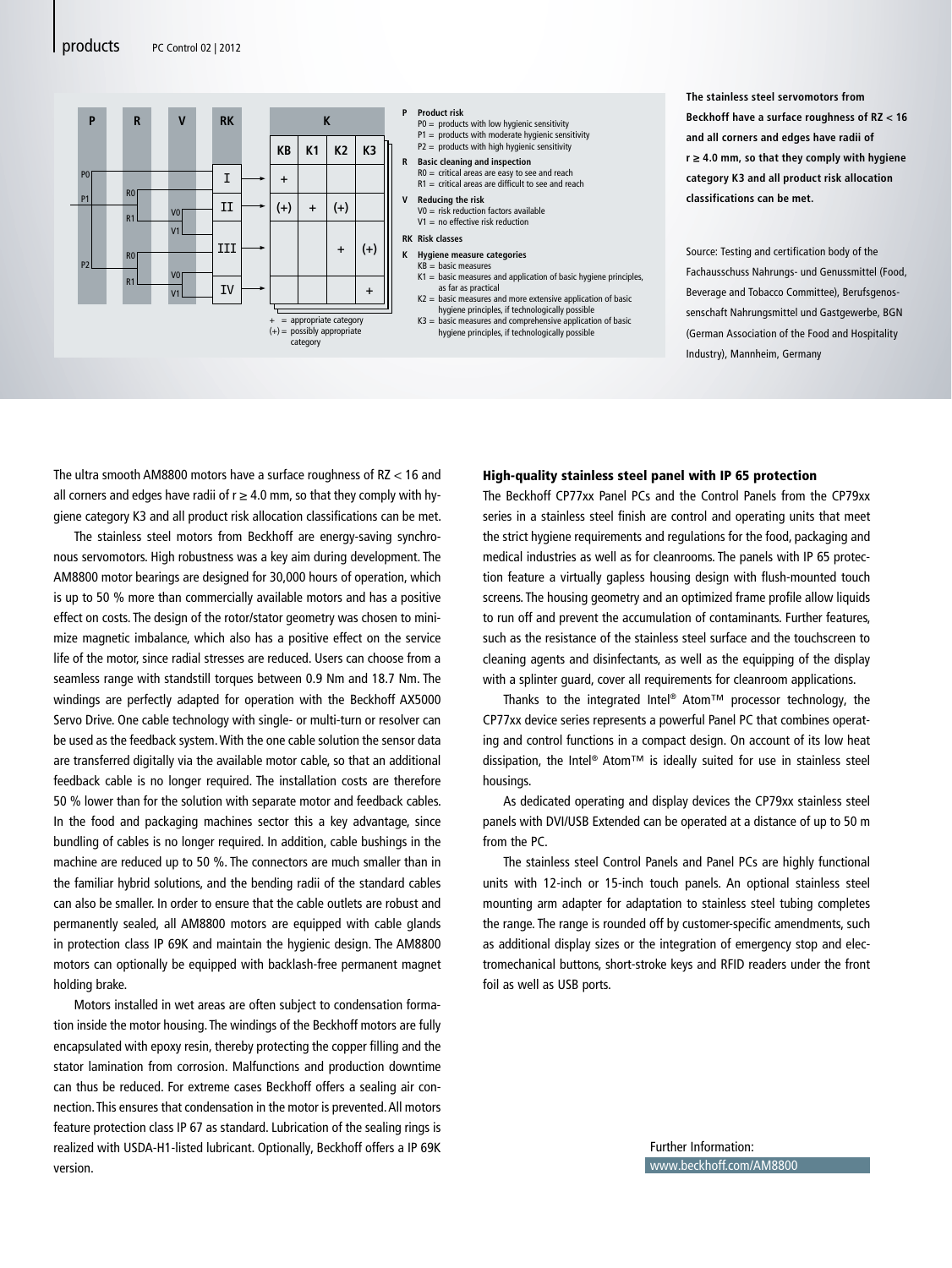P R V RK K

KB K1 K2 K3

P0 P1 P2

R0 R1 R0 R1

V0 V1 V0 V1

I II III IV

+ (+) + (+) + (+) +

+ = appropriate category
(+) = possibly appropriate category

**P Product risk**
P0 = products with low hygienic sensitivity
P1 = products with moderate hygienic sensitivity
P2 = products with high hygienic sensitivity

**R Basic cleaning and inspection**
R0 = critical areas are easy to see and reach
R1 = critical areas are difficult to see and reach

**V Reducing the risk**
V0 = risk reduction factors available
V1 = no effective risk reduction

**RK Risk classes**

**K Hygiene measure categories**
KB = basic measures
K1 = basic measures and application of basic hygiene principles, as far as practical
K2 = basic measures and more extensive application of basic hygiene principles, if technologically possible
K3 = basic measures and comprehensive application of basic hygiene principles, if technologically possible

**The stainless steel servomotors from Beckhoff have a surface roughness of RZ < 16 and all corners and edges have radii of r ≥ 4.0 mm, so that they comply with hygiene category K3 and all product risk allocation classifications can be met.**

Source: Testing and certification body of the Fachausschuss Nahrungs- und Genussmittel (Food, Beverage and Tobacco Committee), Berufsgenossenschaft Nahrungsmittel und Gastgewerbe, BGN (German Association of the Food and Hospitality Industry), Mannheim, Germany

The ultra smooth AM8800 motors have a surface roughness of RZ < 16 and all corners and edges have radii of r ≥ 4.0 mm, so that they comply with hygiene category K3 and all product risk allocation classifications can be met.

The stainless steel motors from Beckhoff are energy-saving synchronous servomotors. High robustness was a key aim during development. The AM8800 motor bearings are designed for 30,000 hours of operation, which is up to 50 % more than commercially available motors and has a positive effect on costs. The design of the rotor/stator geometry was chosen to minimize magnetic imbalance, which also has a positive effect on the service life of the motor, since radial stresses are reduced. Users can choose from a seamless range with standstill torques between 0.9 Nm and 18.7 Nm. The windings are perfectly adapted for operation with the Beckhoff AX5000 Servo Drive. One cable technology with single- or multi-turn or resolver can be used as the feedback system. With the one cable solution the sensor data are transferred digitally via the available motor cable, so that an additional feedback cable is no longer required. The installation costs are therefore 50 % lower than for the solution with separate motor and feedback cables. In the food and packaging machines sector this a key advantage, since bundling of cables is no longer required. In addition, cable bushings in the machine are reduced up to 50 %. The connectors are much smaller than in the familiar hybrid solutions, and the bending radii of the standard cables can also be smaller. In order to ensure that the cable outlets are robust and permanently sealed, all AM8800 motors are equipped with cable glands in protection class IP 69K and maintain the hygienic design. The AM8800 motors can optionally be equipped with backlash-free permanent magnet holding brake.

Motors installed in wet areas are often subject to condensation formation inside the motor housing. The windings of the Beckhoff motors are fully encapsulated with epoxy resin, thereby protecting the copper filling and the stator lamination from corrosion. Malfunctions and production downtime can thus be reduced. For extreme cases Beckhoff offers a sealing air connection. This ensures that condensation in the motor is prevented. All motors feature protection class IP 67 as standard. Lubrication of the sealing rings is realized with USDA-H1-listed lubricant. Optionally, Beckhoff offers a IP 69K version.

### High-quality stainless steel panel with IP 65 protection

The Beckhoff CP77xx Panel PCs and the Control Panels from the CP79xx series in a stainless steel finish are control and operating units that meet the strict hygiene requirements and regulations for the food, packaging and medical industries as well as for cleanrooms. The panels with IP 65 protection feature a virtually gapless housing design with flush-mounted touch screens. The housing geometry and an optimized frame profile allow liquids to run off and prevent the accumulation of contaminants. Further features, such as the resistance of the stainless steel surface and the touchscreen to cleaning agents and disinfectants, as well as the equipping of the display with a splinter guard, cover all requirements for cleanroom applications.

Thanks to the integrated Intel® Atom™ processor technology, the CP77xx device series represents a powerful Panel PC that combines operating and control functions in a compact design. On account of its low heat dissipation, the Intel® Atom™ is ideally suited for use in stainless steel housings.

As dedicated operating and display devices the CP79xx stainless steel panels with DVI/USB Extended can be operated at a distance of up to 50 m from the PC.

The stainless steel Control Panels and Panel PCs are highly functional units with 12-inch or 15-inch touch panels. An optional stainless steel mounting arm adapter for adaptation to stainless steel tubing completes the range. The range is rounded off by customer-specific amendments, such as additional display sizes or the integration of emergency stop and electromechanical buttons, short-stroke keys and RFID readers under the front foil as well as USB ports.

Further Information:
www.beckhoff.com/AM8800